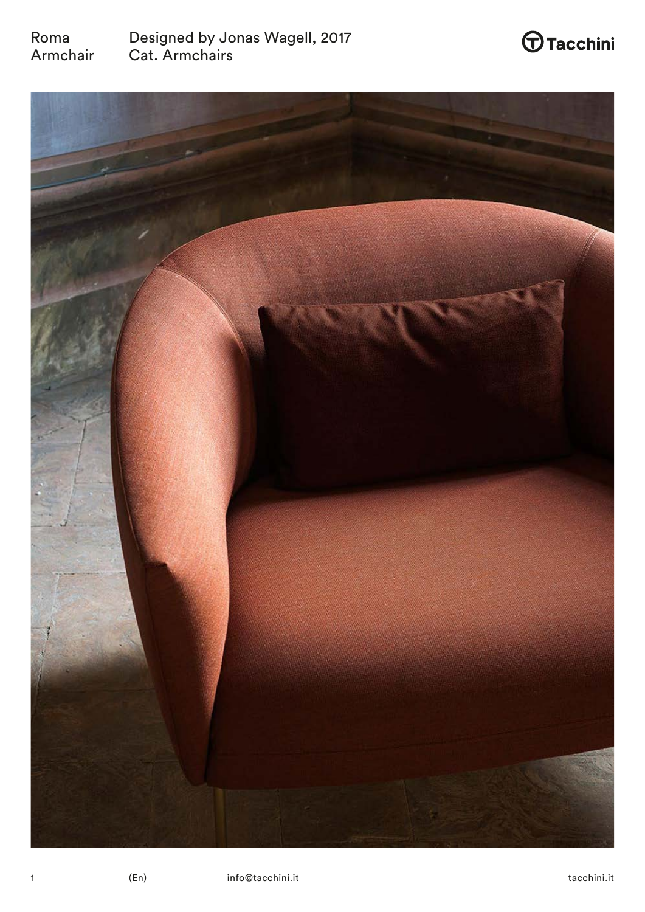Roma Armchair

Designed by Jonas Wagell, 2017
Cat. Armchairs

Tacchini

(En) info@tacchini.it tacchini.it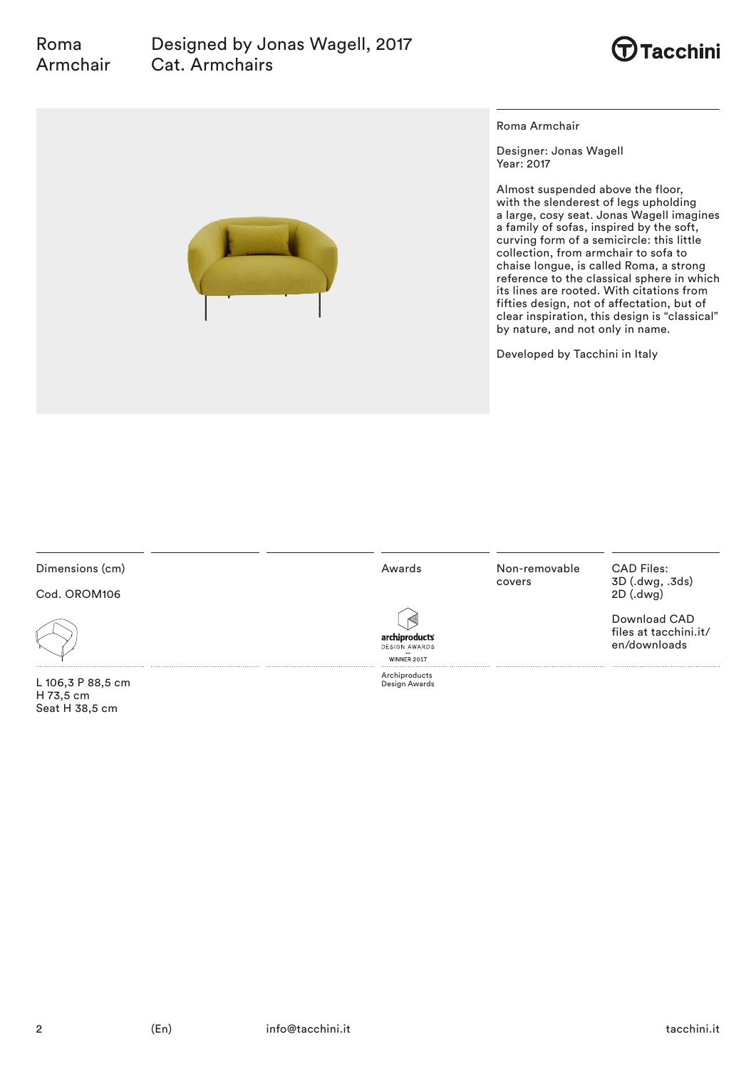# Roma Armchair

Designed by Jonas Wagell, 2017
Cat. Armchairs

Roma Armchair

Designer: Jonas Wagell
Year: 2017

Almost suspended above the floor, with the slenderest of legs upholding a large, cosy seat. Jonas Wagell imagines a family of sofas, inspired by the soft, curving form of a semicircle: this little collection, from armchair to sofa to chaise longue, is called Roma, a strong reference to the classical sphere in which its lines are rooted. With citations from fifties design, not of affectation, but of clear inspiration, this design is "classical" by nature, and not only in name.

Developed by Tacchini in Italy

Dimensions (cm)

Cod. OROM106

L 106,3 P 88,5 cm
H 73,5 cm
Seat H 38,5 cm

Awards

archiproducts DESIGN AWARDS — WINNER 2017

Archiproducts Design Awards

Non-removable covers

CAD Files:
3D (.dwg, .3ds)
2D (.dwg)

Download CAD files at tacchini.it/en/downloads

(En) info@tacchini.it tacchini.it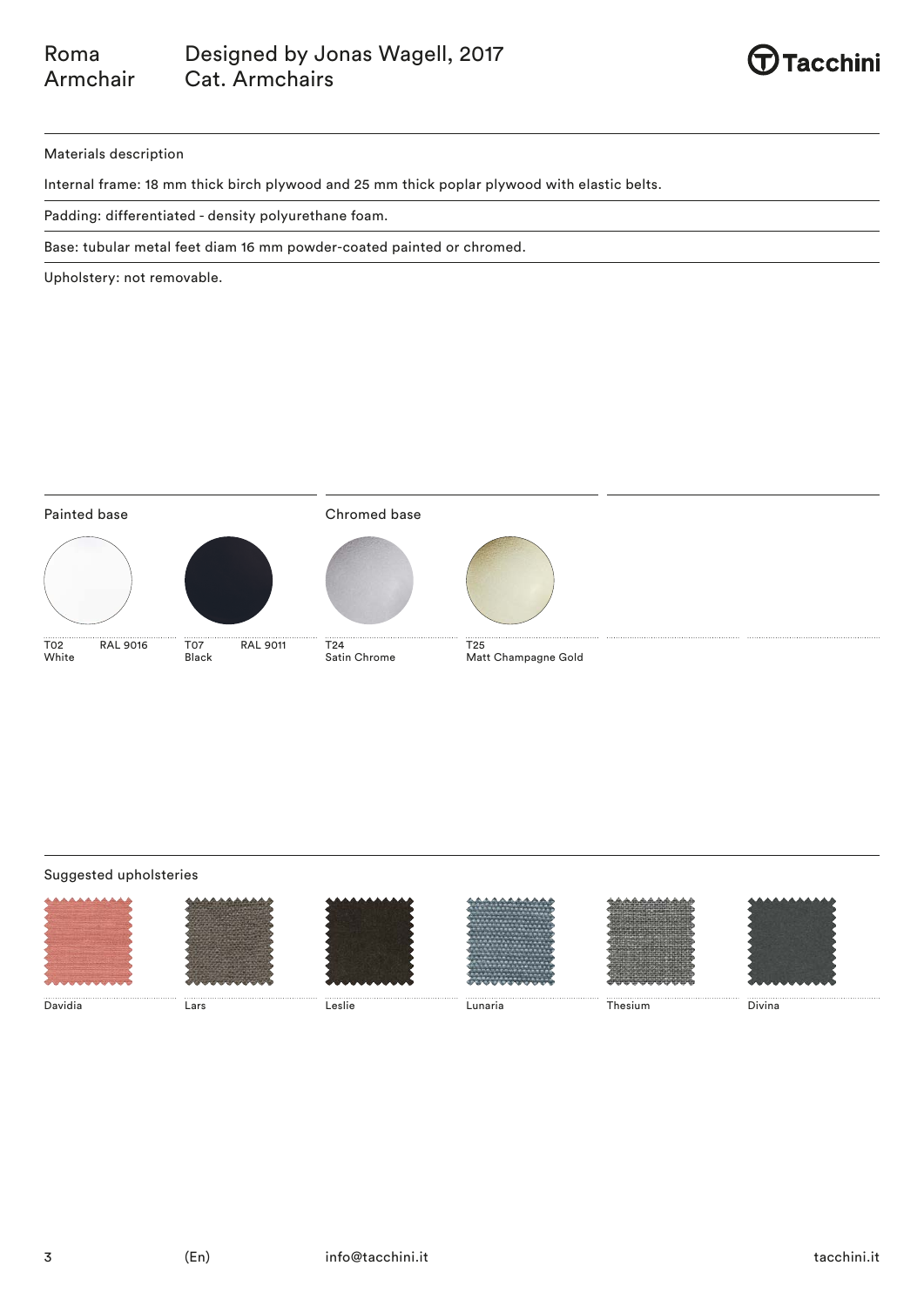# Roma Armchair

Designed by Jonas Wagell, 2017
Cat. Armchairs

Materials description

Internal frame: 18 mm thick birch plywood and 25 mm thick poplar plywood with elastic belts.

Padding: differentiated - density polyurethane foam.

Base: tubular metal feet diam 16 mm powder-coated painted or chromed.

Upholstery: not removable.

## Painted base

T02 White — RAL 9016

T07 Black — RAL 9011

## Chromed base

T24 Satin Chrome

T25 Matt Champagne Gold

## Suggested upholsteries

Davidia

Lars

Leslie

Lunaria

Thesium

Divina

(En) info@tacchini.it tacchini.it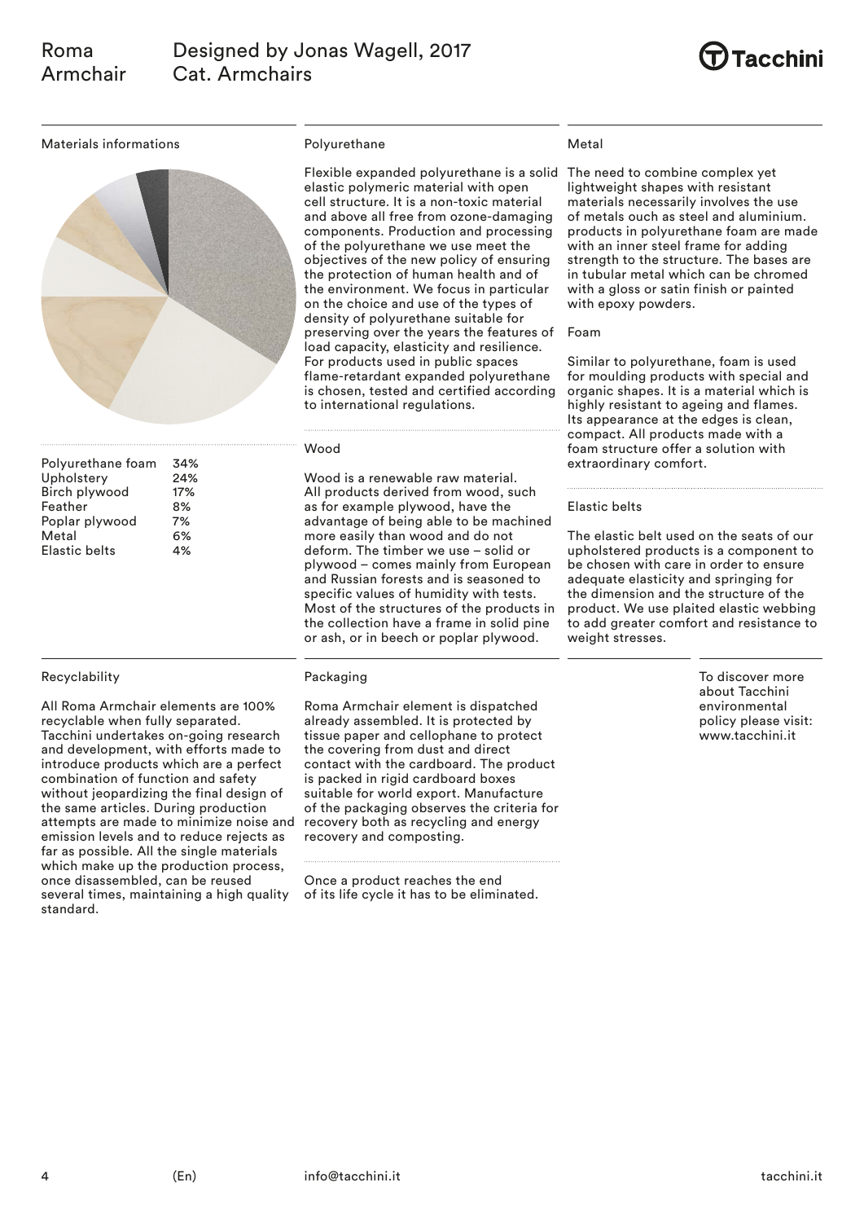# Roma Armchair

Designed by Jonas Wagell, 2017
Cat. Armchairs

## Materials informations

| Material | % |
|---|---|
| Polyurethane foam | 34% |
| Upholstery | 24% |
| Birch plywood | 17% |
| Feather | 8% |
| Poplar plywood | 7% |
| Metal | 6% |
| Elastic belts | 4% |

## Polyurethane

Flexible expanded polyurethane is a solid elastic polymeric material with open cell structure. It is a non-toxic material and above all free from ozone-damaging components. Production and processing of the polyurethane we use meet the objectives of the new policy of ensuring the protection of human health and of the environment. We focus in particular on the choice and use of the types of density of polyurethane suitable for preserving over the years the features of load capacity, elasticity and resilience. For products used in public spaces flame-retardant expanded polyurethane is chosen, tested and certified according to international regulations.

## Wood

Wood is a renewable raw material. All products derived from wood, such as for example plywood, have the advantage of being able to be machined more easily than wood and do not deform. The timber we use – solid or plywood – comes mainly from European and Russian forests and is seasoned to specific values of humidity with tests. Most of the structures of the products in the collection have a frame in solid pine or ash, or in beech or poplar plywood.

## Metal

The need to combine complex yet lightweight shapes with resistant materials necessarily involves the use of metals ouch as steel and aluminium. products in polyurethane foam are made with an inner steel frame for adding strength to the structure. The bases are in tubular metal which can be chromed with a gloss or satin finish or painted with epoxy powders.

## Foam

Similar to polyurethane, foam is used for moulding products with special and organic shapes. It is a material which is highly resistant to ageing and flames. Its appearance at the edges is clean, compact. All products made with a foam structure offer a solution with extraordinary comfort.

## Elastic belts

The elastic belt used on the seats of our upholstered products is a component to be chosen with care in order to ensure adequate elasticity and springing for the dimension and the structure of the product. We use plaited elastic webbing to add greater comfort and resistance to weight stresses.

## Recyclability

All Roma Armchair elements are 100% recyclable when fully separated. Tacchini undertakes on-going research and development, with efforts made to introduce products which are a perfect combination of function and safety without jeopardizing the final design of the same articles. During production attempts are made to minimize noise and emission levels and to reduce rejects as far as possible. All the single materials which make up the production process, once disassembled, can be reused several times, maintaining a high quality standard.

## Packaging

Roma Armchair element is dispatched already assembled. It is protected by tissue paper and cellophane to protect the covering from dust and direct contact with the cardboard. The product is packed in rigid cardboard boxes suitable for world export. Manufacture of the packaging observes the criteria for recovery both as recycling and energy recovery and composting.

Once a product reaches the end of its life cycle it has to be eliminated.

To discover more about Tacchini environmental policy please visit: www.tacchini.it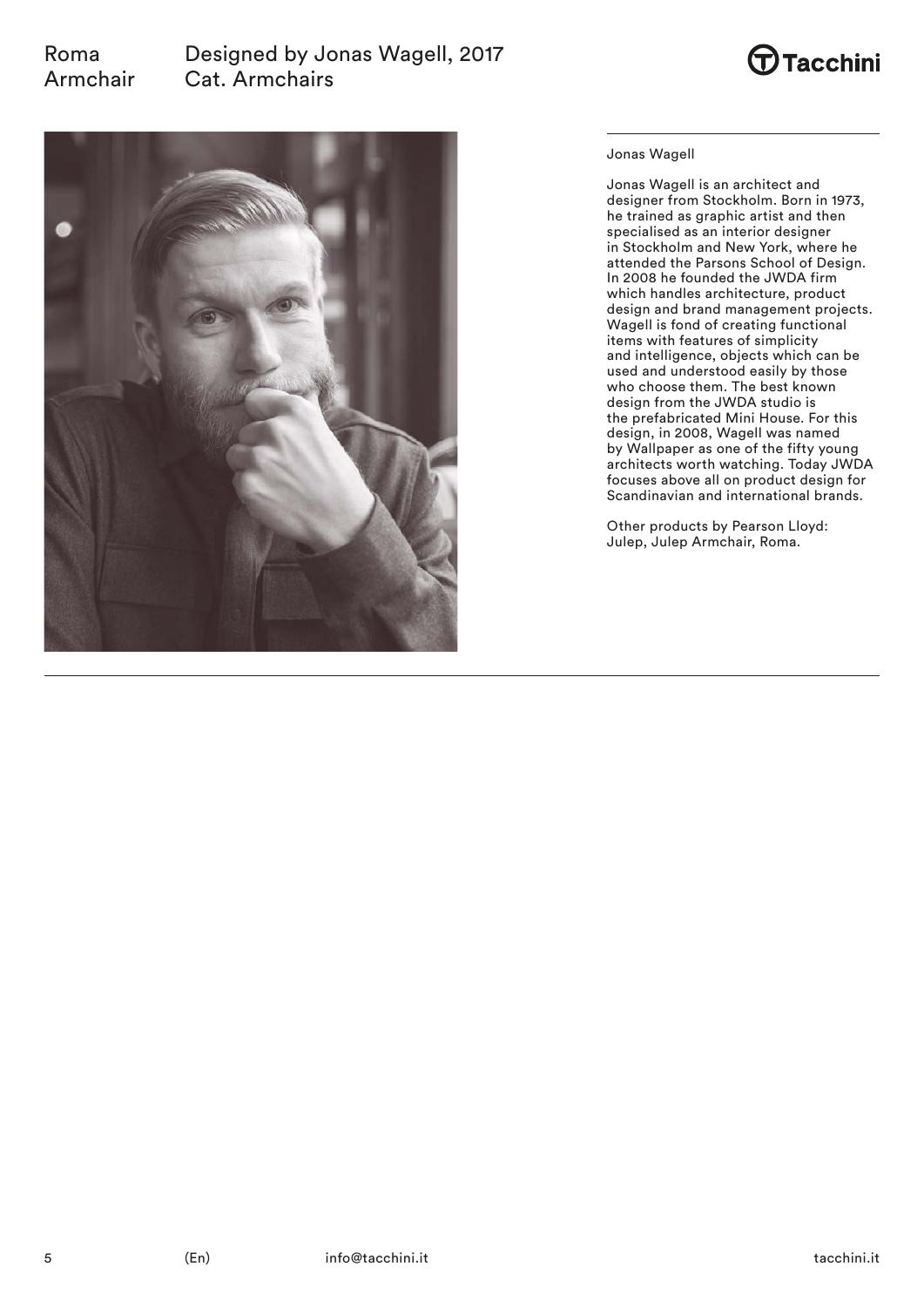Roma Armchair — Designed by Jonas Wagell, 2017 — Cat. Armchairs

## Jonas Wagell

Jonas Wagell is an architect and designer from Stockholm. Born in 1973, he trained as graphic artist and then specialised as an interior designer in Stockholm and New York, where he attended the Parsons School of Design. In 2008 he founded the JWDA firm which handles architecture, product design and brand management projects. Wagell is fond of creating functional items with features of simplicity and intelligence, objects which can be used and understood easily by those who choose them. The best known design from the JWDA studio is the prefabricated Mini House. For this design, in 2008, Wagell was named by Wallpaper as one of the fifty young architects worth watching. Today JWDA focuses above all on product design for Scandinavian and international brands.

Other products by Pearson Lloyd: Julep, Julep Armchair, Roma.